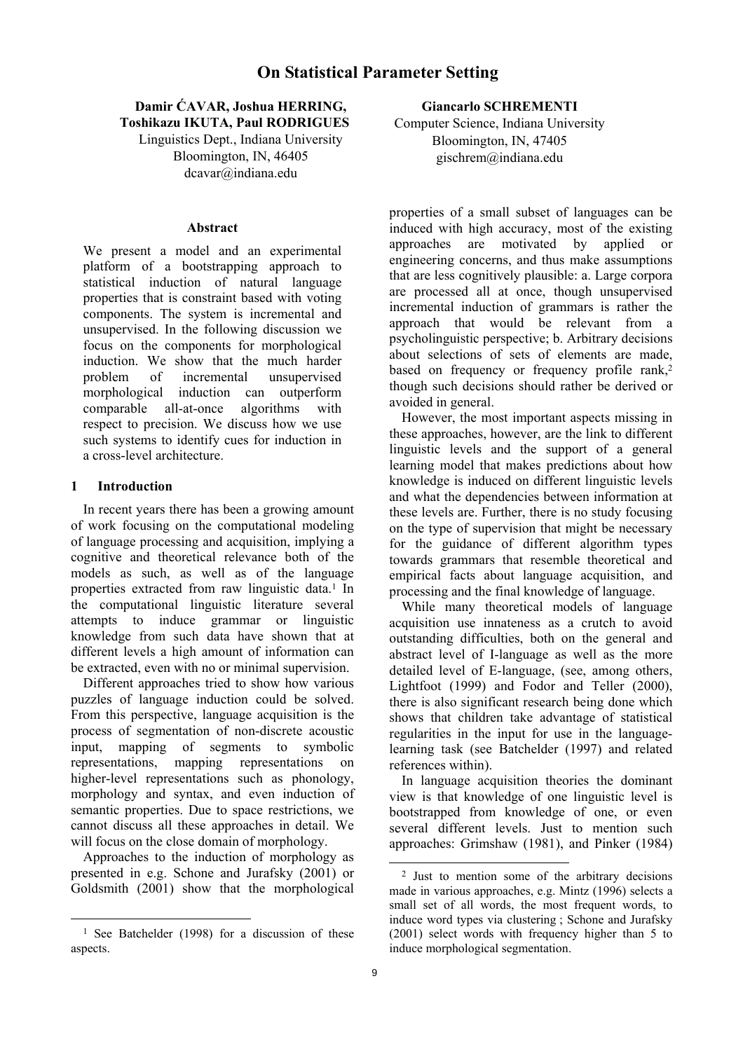# On Statistical Parameter Setting

**Damir ĆAVAR, Joshua HERRING, Toshikazu IKUTA, Paul RODRIGUES**
Linguistics Dept., Indiana University
Bloomington, IN, 46405
dcavar@indiana.edu

**Giancarlo SCHREMENTI**
Computer Science, Indiana University
Bloomington, IN, 47405
gischrem@indiana.edu

## Abstract

We present a model and an experimental platform of a bootstrapping approach to statistical induction of natural language properties that is constraint based with voting components. The system is incremental and unsupervised. In the following discussion we focus on the components for morphological induction. We show that the much harder problem of incremental unsupervised morphological induction can outperform comparable all-at-once algorithms with respect to precision. We discuss how we use such systems to identify cues for induction in a cross-level architecture.

## 1 Introduction

In recent years there has been a growing amount of work focusing on the computational modeling of language processing and acquisition, implying a cognitive and theoretical relevance both of the models as such, as well as of the language properties extracted from raw linguistic data.[1] In the computational linguistic literature several attempts to induce grammar or linguistic knowledge from such data have shown that at different levels a high amount of information can be extracted, even with no or minimal supervision.

Different approaches tried to show how various puzzles of language induction could be solved. From this perspective, language acquisition is the process of segmentation of non-discrete acoustic input, mapping of segments to symbolic representations, mapping representations on higher-level representations such as phonology, morphology and syntax, and even induction of semantic properties. Due to space restrictions, we cannot discuss all these approaches in detail. We will focus on the close domain of morphology.

Approaches to the induction of morphology as presented in e.g. Schone and Jurafsky (2001) or Goldsmith (2001) show that the morphological properties of a small subset of languages can be induced with high accuracy, most of the existing approaches are motivated by applied or engineering concerns, and thus make assumptions that are less cognitively plausible: a. Large corpora are processed all at once, though unsupervised incremental induction of grammars is rather the approach that would be relevant from a psycholinguistic perspective; b. Arbitrary decisions about selections of sets of elements are made, based on frequency or frequency profile rank,[2] though such decisions should rather be derived or avoided in general.

However, the most important aspects missing in these approaches, however, are the link to different linguistic levels and the support of a general learning model that makes predictions about how knowledge is induced on different linguistic levels and what the dependencies between information at these levels are. Further, there is no study focusing on the type of supervision that might be necessary for the guidance of different algorithm types towards grammars that resemble theoretical and empirical facts about language acquisition, and processing and the final knowledge of language.

While many theoretical models of language acquisition use innateness as a crutch to avoid outstanding difficulties, both on the general and abstract level of I-language as well as the more detailed level of E-language, (see, among others, Lightfoot (1999) and Fodor and Teller (2000), there is also significant research being done which shows that children take advantage of statistical regularities in the input for use in the language-learning task (see Batchelder (1997) and related references within).

In language acquisition theories the dominant view is that knowledge of one linguistic level is bootstrapped from knowledge of one, or even several different levels. Just to mention such approaches: Grimshaw (1981), and Pinker (1984)

---

[1] See Batchelder (1998) for a discussion of these aspects.

[2] Just to mention some of the arbitrary decisions made in various approaches, e.g. Mintz (1996) selects a small set of all words, the most frequent words, to induce word types via clustering ; Schone and Jurafsky (2001) select words with frequency higher than 5 to induce morphological segmentation.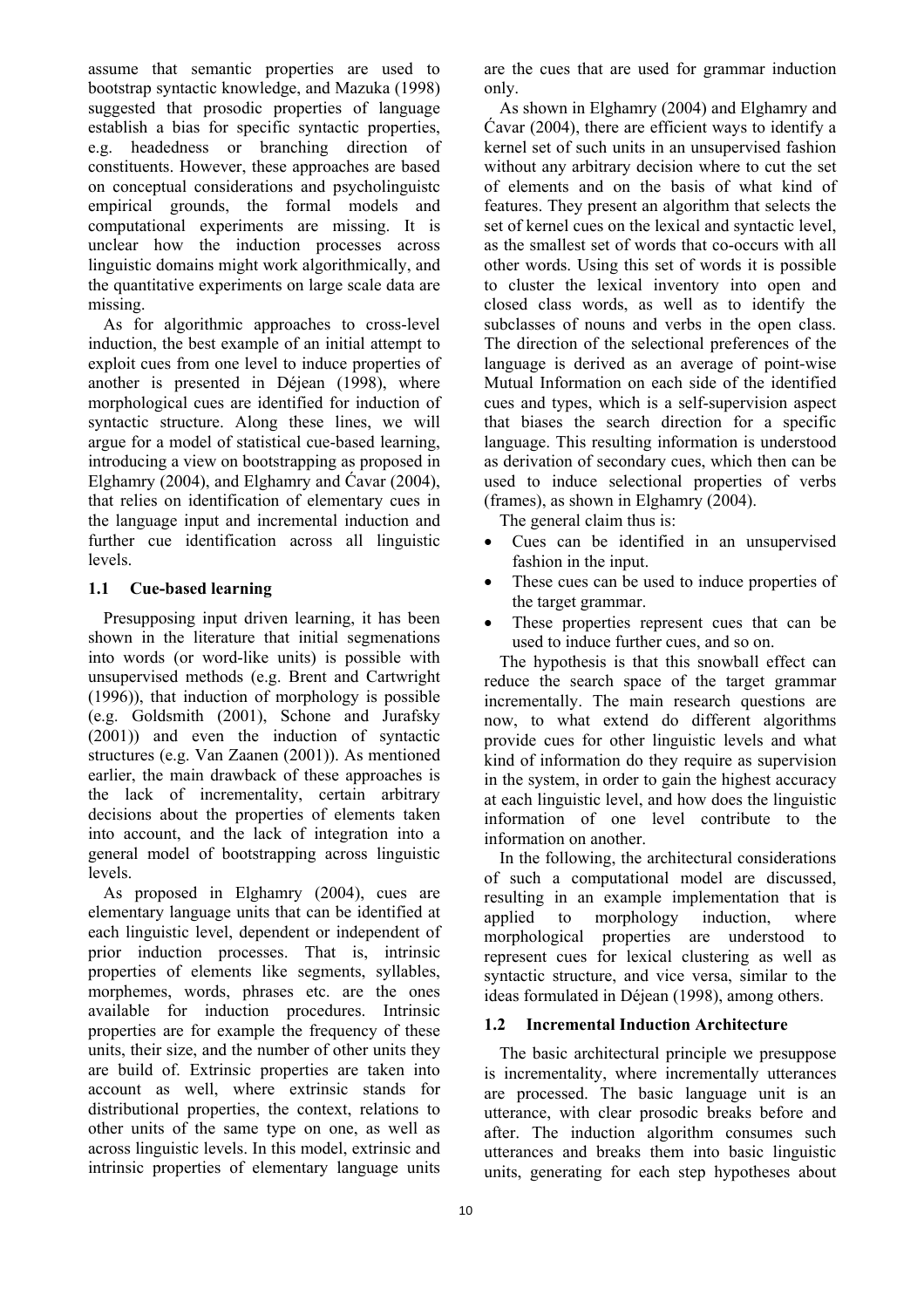assume that semantic properties are used to bootstrap syntactic knowledge, and Mazuka (1998) suggested that prosodic properties of language establish a bias for specific syntactic properties, e.g. headedness or branching direction of constituents. However, these approaches are based on conceptual considerations and psycholinguistc empirical grounds, the formal models and computational experiments are missing. It is unclear how the induction processes across linguistic domains might work algorithmically, and the quantitative experiments on large scale data are missing.

As for algorithmic approaches to cross-level induction, the best example of an initial attempt to exploit cues from one level to induce properties of another is presented in Déjean (1998), where morphological cues are identified for induction of syntactic structure. Along these lines, we will argue for a model of statistical cue-based learning, introducing a view on bootstrapping as proposed in Elghamry (2004), and Elghamry and Ćavar (2004), that relies on identification of elementary cues in the language input and incremental induction and further cue identification across all linguistic levels.

## 1.1 Cue-based learning

Presupposing input driven learning, it has been shown in the literature that initial segmenations into words (or word-like units) is possible with unsupervised methods (e.g. Brent and Cartwright (1996)), that induction of morphology is possible (e.g. Goldsmith (2001), Schone and Jurafsky (2001)) and even the induction of syntactic structures (e.g. Van Zaanen (2001)). As mentioned earlier, the main drawback of these approaches is the lack of incrementality, certain arbitrary decisions about the properties of elements taken into account, and the lack of integration into a general model of bootstrapping across linguistic levels.

As proposed in Elghamry (2004), cues are elementary language units that can be identified at each linguistic level, dependent or independent of prior induction processes. That is, intrinsic properties of elements like segments, syllables, morphemes, words, phrases etc. are the ones available for induction procedures. Intrinsic properties are for example the frequency of these units, their size, and the number of other units they are build of. Extrinsic properties are taken into account as well, where extrinsic stands for distributional properties, the context, relations to other units of the same type on one, as well as across linguistic levels. In this model, extrinsic and intrinsic properties of elementary language units are the cues that are used for grammar induction only.

As shown in Elghamry (2004) and Elghamry and Ćavar (2004), there are efficient ways to identify a kernel set of such units in an unsupervised fashion without any arbitrary decision where to cut the set of elements and on the basis of what kind of features. They present an algorithm that selects the set of kernel cues on the lexical and syntactic level, as the smallest set of words that co-occurs with all other words. Using this set of words it is possible to cluster the lexical inventory into open and closed class words, as well as to identify the subclasses of nouns and verbs in the open class. The direction of the selectional preferences of the language is derived as an average of point-wise Mutual Information on each side of the identified cues and types, which is a self-supervision aspect that biases the search direction for a specific language. This resulting information is understood as derivation of secondary cues, which then can be used to induce selectional properties of verbs (frames), as shown in Elghamry (2004).

The general claim thus is:

- Cues can be identified in an unsupervised fashion in the input.
- These cues can be used to induce properties of the target grammar.
- These properties represent cues that can be used to induce further cues, and so on.

The hypothesis is that this snowball effect can reduce the search space of the target grammar incrementally. The main research questions are now, to what extend do different algorithms provide cues for other linguistic levels and what kind of information do they require as supervision in the system, in order to gain the highest accuracy at each linguistic level, and how does the linguistic information of one level contribute to the information on another.

In the following, the architectural considerations of such a computational model are discussed, resulting in an example implementation that is applied to morphology induction, where morphological properties are understood to represent cues for lexical clustering as well as syntactic structure, and vice versa, similar to the ideas formulated in Déjean (1998), among others.

## 1.2 Incremental Induction Architecture

The basic architectural principle we presuppose is incrementality, where incrementally utterances are processed. The basic language unit is an utterance, with clear prosodic breaks before and after. The induction algorithm consumes such utterances and breaks them into basic linguistic units, generating for each step hypotheses about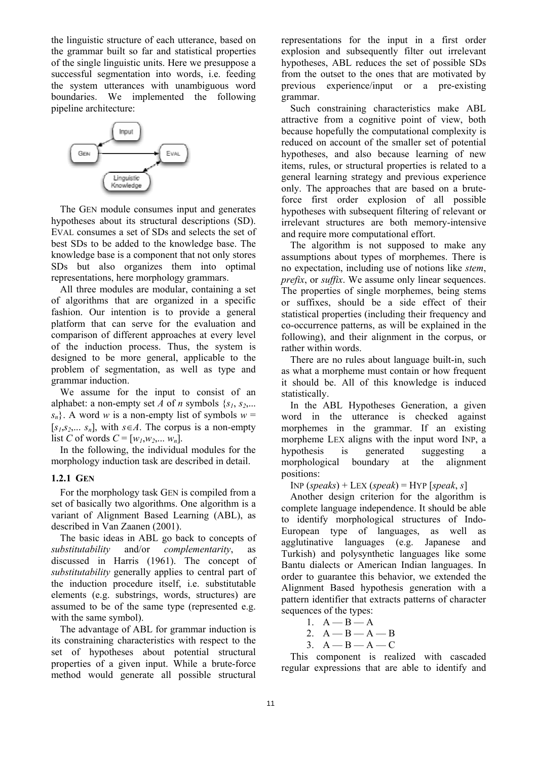the linguistic structure of each utterance, based on the grammar built so far and statistical properties of the single linguistic units. Here we presuppose a successful segmentation into words, i.e. feeding the system utterances with unambiguous word boundaries. We implemented the following pipeline architecture:

The GEN module consumes input and generates hypotheses about its structural descriptions (SD). EVAL consumes a set of SDs and selects the set of best SDs to be added to the knowledge base. The knowledge base is a component that not only stores SDs but also organizes them into optimal representations, here morphology grammars.

All three modules are modular, containing a set of algorithms that are organized in a specific fashion. Our intention is to provide a general platform that can serve for the evaluation and comparison of different approaches at every level of the induction process. Thus, the system is designed to be more general, applicable to the problem of segmentation, as well as type and grammar induction.

We assume for the input to consist of an alphabet: a non-empty set $A$ of $n$ symbols $\{s_1, s_2, ... s_n\}$. A word $w$ is a non-empty list of symbols $w = [s_1, s_2, ... s_n]$, with $s \in A$. The corpus is a non-empty list $C$ of words $C = [w_1, w_2, ... w_n]$.

In the following, the individual modules for the morphology induction task are described in detail.

### 1.2.1 GEN

For the morphology task GEN is compiled from a set of basically two algorithms. One algorithm is a variant of Alignment Based Learning (ABL), as described in Van Zaanen (2001).

The basic ideas in ABL go back to concepts of *substitutability* and/or *complementarity*, as discussed in Harris (1961). The concept of *substitutability* generally applies to central part of the induction procedure itself, i.e. substitutable elements (e.g. substrings, words, structures) are assumed to be of the same type (represented e.g. with the same symbol).

The advantage of ABL for grammar induction is its constraining characteristics with respect to the set of hypotheses about potential structural properties of a given input. While a brute-force method would generate all possible structural representations for the input in a first order explosion and subsequently filter out irrelevant hypotheses, ABL reduces the set of possible SDs from the outset to the ones that are motivated by previous experience/input or a pre-existing grammar.

Such constraining characteristics make ABL attractive from a cognitive point of view, both because hopefully the computational complexity is reduced on account of the smaller set of potential hypotheses, and also because learning of new items, rules, or structural properties is related to a general learning strategy and previous experience only. The approaches that are based on a brute-force first order explosion of all possible hypotheses with subsequent filtering of relevant or irrelevant structures are both memory-intensive and require more computational effort.

The algorithm is not supposed to make any assumptions about types of morphemes. There is no expectation, including use of notions like *stem*, *prefix*, or *suffix*. We assume only linear sequences. The properties of single morphemes, being stems or suffixes, should be a side effect of their statistical properties (including their frequency and co-occurrence patterns, as will be explained in the following), and their alignment in the corpus, or rather within words.

There are no rules about language built-in, such as what a morpheme must contain or how frequent it should be. All of this knowledge is induced statistically.

In the ABL Hypotheses Generation, a given word in the utterance is checked against morphemes in the grammar. If an existing morpheme LEX aligns with the input word INP, a hypothesis is generated suggesting a morphological boundary at the alignment positions:

INP (*speaks*) + LEX (*speak*) = HYP [*speak*, *s*]

Another design criterion for the algorithm is complete language independence. It should be able to identify morphological structures of Indo-European type of languages, as well as agglutinative languages (e.g. Japanese and Turkish) and polysynthetic languages like some Bantu dialects or American Indian languages. In order to guarantee this behavior, we extended the Alignment Based hypothesis generation with a pattern identifier that extracts patterns of character sequences of the types:

1. A — B — A
2. A — B — A — B
3. A — B — A — C

This component is realized with cascaded regular expressions that are able to identify and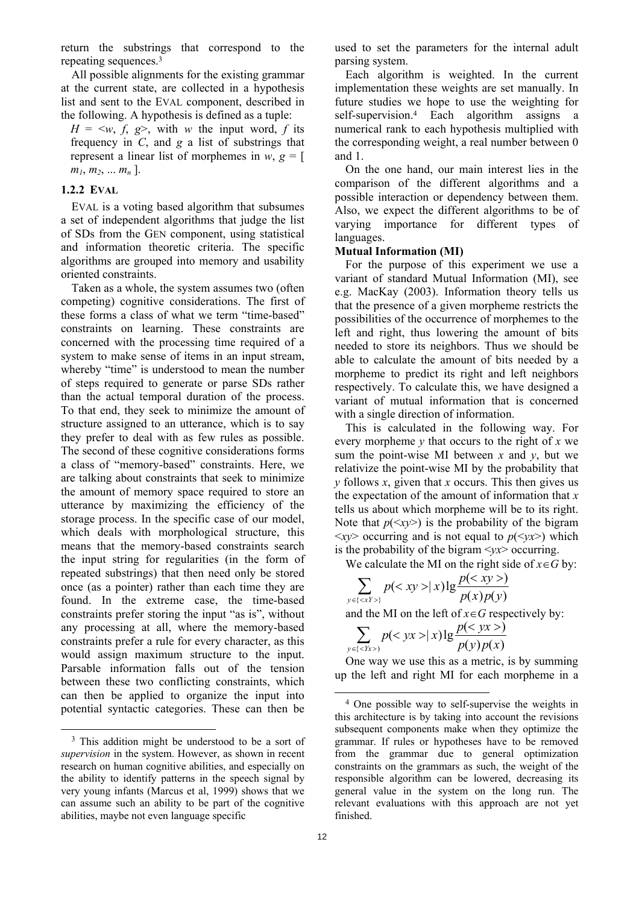return the substrings that correspond to the repeating sequences.[3]

All possible alignments for the existing grammar at the current state, are collected in a hypothesis list and sent to the EVAL component, described in the following. A hypothesis is defined as a tuple:

$H = \langle w, f, g \rangle$, with $w$ the input word, $f$ its frequency in $C$, and $g$ a list of substrings that represent a linear list of morphemes in $w$, $g = [ m_1, m_2, \ldots m_n ]$.

### 1.2.2 EVAL

EVAL is a voting based algorithm that subsumes a set of independent algorithms that judge the list of SDs from the GEN component, using statistical and information theoretic criteria. The specific algorithms are grouped into memory and usability oriented constraints.

Taken as a whole, the system assumes two (often competing) cognitive considerations. The first of these forms a class of what we term "time-based" constraints on learning. These constraints are concerned with the processing time required of a system to make sense of items in an input stream, whereby "time" is understood to mean the number of steps required to generate or parse SDs rather than the actual temporal duration of the process. To that end, they seek to minimize the amount of structure assigned to an utterance, which is to say they prefer to deal with as few rules as possible. The second of these cognitive considerations forms a class of "memory-based" constraints. Here, we are talking about constraints that seek to minimize the amount of memory space required to store an utterance by maximizing the efficiency of the storage process. In the specific case of our model, which deals with morphological structure, this means that the memory-based constraints search the input string for regularities (in the form of repeated substrings) that then need only be stored once (as a pointer) rather than each time they are found. In the extreme case, the time-based constraints prefer storing the input "as is", without any processing at all, where the memory-based constraints prefer a rule for every character, as this would assign maximum structure to the input. Parsable information falls out of the tension between these two conflicting constraints, which can then be applied to organize the input into potential syntactic categories. These can then be used to set the parameters for the internal adult parsing system.

Each algorithm is weighted. In the current implementation these weights are set manually. In future studies we hope to use the weighting for self-supervision.[4] Each algorithm assigns a numerical rank to each hypothesis multiplied with the corresponding weight, a real number between 0 and 1.

On the one hand, our main interest lies in the comparison of the different algorithms and a possible interaction or dependency between them. Also, we expect the different algorithms to be of varying importance for different types of languages.

**Mutual Information (MI)**

For the purpose of this experiment we use a variant of standard Mutual Information (MI), see e.g. MacKay (2003). Information theory tells us that the presence of a given morpheme restricts the possibilities of the occurrence of morphemes to the left and right, thus lowering the amount of bits needed to store its neighbors. Thus we should be able to calculate the amount of bits needed by a morpheme to predict its right and left neighbors respectively. To calculate this, we have designed a variant of mutual information that is concerned with a single direction of information.

This is calculated in the following way. For every morpheme $y$ that occurs to the right of $x$ we sum the point-wise MI between $x$ and $y$, but we relativize the point-wise MI by the probability that $y$ follows $x$, given that $x$ occurs. This then gives us the expectation of the amount of information that $x$ tells us about which morpheme will be to its right. Note that $p(\langle xy \rangle)$ is the probability of the bigram $\langle xy \rangle$ occurring and is not equal to $p(\langle yx \rangle)$ which is the probability of the bigram $\langle yx \rangle$ occurring.

We calculate the MI on the right side of $x \in G$ by:

$$\sum_{y \in \{\langle xY \rangle\}} p(\langle xy \rangle | x) \lg \frac{p(\langle xy \rangle)}{p(x)p(y)}$$

and the MI on the left of $x \in G$ respectively by:

$$\sum_{y \in \{\langle Yx \rangle\}} p(\langle yx \rangle | x) \lg \frac{p(\langle yx \rangle)}{p(y)p(x)}$$

One way we use this as a metric, is by summing up the left and right MI for each morpheme in a

---

[3] This addition might be understood to be a sort of *supervision* in the system. However, as shown in recent research on human cognitive abilities, and especially on the ability to identify patterns in the speech signal by very young infants (Marcus et al, 1999) shows that we can assume such an ability to be part of the cognitive abilities, maybe not even language specific

[4] One possible way to self-supervise the weights in this architecture is by taking into account the revisions subsequent components make when they optimize the grammar. If rules or hypotheses have to be removed from the grammar due to general optimization constraints on the grammars as such, the weight of the responsible algorithm can be lowered, decreasing its general value in the system on the long run. The relevant evaluations with this approach are not yet finished.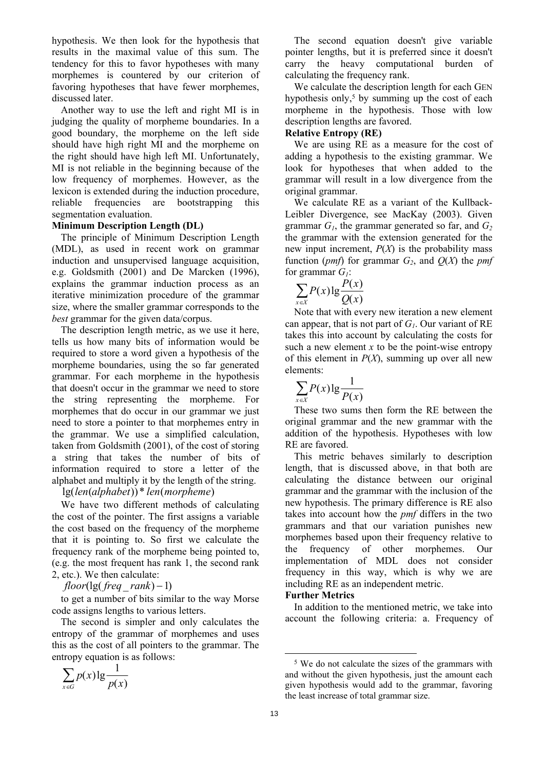hypothesis. We then look for the hypothesis that results in the maximal value of this sum. The tendency for this to favor hypotheses with many morphemes is countered by our criterion of favoring hypotheses that have fewer morphemes, discussed later.

Another way to use the left and right MI is in judging the quality of morpheme boundaries. In a good boundary, the morpheme on the left side should have high right MI and the morpheme on the right should have high left MI. Unfortunately, MI is not reliable in the beginning because of the low frequency of morphemes. However, as the lexicon is extended during the induction procedure, reliable frequencies are bootstrapping this segmentation evaluation.

**Minimum Description Length (DL)**

The principle of Minimum Description Length (MDL), as used in recent work on grammar induction and unsupervised language acquisition, e.g. Goldsmith (2001) and De Marcken (1996), explains the grammar induction process as an iterative minimization procedure of the grammar size, where the smaller grammar corresponds to the *best* grammar for the given data/corpus.

The description length metric, as we use it here, tells us how many bits of information would be required to store a word given a hypothesis of the morpheme boundaries, using the so far generated grammar. For each morpheme in the hypothesis that doesn't occur in the grammar we need to store the string representing the morpheme. For morphemes that do occur in our grammar we just need to store a pointer to that morphemes entry in the grammar. We use a simplified calculation, taken from Goldsmith (2001), of the cost of storing a string that takes the number of bits of information required to store a letter of the alphabet and multiply it by the length of the string.

$$\lg(len(alphabet)) * len(morpheme)$$

We have two different methods of calculating the cost of the pointer. The first assigns a variable the cost based on the frequency of the morpheme that it is pointing to. So first we calculate the frequency rank of the morpheme being pointed to, (e.g. the most frequent has rank 1, the second rank 2, etc.). We then calculate:

$$floor(\lg(freq\_rank) - 1)$$

to get a number of bits similar to the way Morse code assigns lengths to various letters.

The second is simpler and only calculates the entropy of the grammar of morphemes and uses this as the cost of all pointers to the grammar. The entropy equation is as follows:

$$\sum_{x \in G} p(x) \lg \frac{1}{p(x)}$$

The second equation doesn't give variable pointer lengths, but it is preferred since it doesn't carry the heavy computational burden of calculating the frequency rank.

We calculate the description length for each GEN hypothesis only,[5] by summing up the cost of each morpheme in the hypothesis. Those with low description lengths are favored.

**Relative Entropy (RE)**

We are using RE as a measure for the cost of adding a hypothesis to the existing grammar. We look for hypotheses that when added to the grammar will result in a low divergence from the original grammar.

We calculate RE as a variant of the Kullback-Leibler Divergence, see MacKay (2003). Given grammar $G_1$, the grammar generated so far, and $G_2$ the grammar with the extension generated for the new input increment, $P(X)$ is the probability mass function (*pmf*) for grammar $G_2$, and $Q(X)$ the *pmf* for grammar $G_1$:

$$\sum_{x \in X} P(x) \lg \frac{P(x)}{Q(x)}$$

Note that with every new iteration a new element can appear, that is not part of $G_1$. Our variant of RE takes this into account by calculating the costs for such a new element $x$ to be the point-wise entropy of this element in $P(X)$, summing up over all new elements:

$$\sum_{x \in X} P(x) \lg \frac{1}{P(x)}$$

These two sums then form the RE between the original grammar and the new grammar with the addition of the hypothesis. Hypotheses with low RE are favored.

This metric behaves similarly to description length, that is discussed above, in that both are calculating the distance between our original grammar and the grammar with the inclusion of the new hypothesis. The primary difference is RE also takes into account how the *pmf* differs in the two grammars and that our variation punishes new morphemes based upon their frequency relative to the frequency of other morphemes. Our implementation of MDL does not consider frequency in this way, which is why we are including RE as an independent metric.

**Further Metrics**

In addition to the mentioned metric, we take into account the following criteria: a. Frequency of

[5] We do not calculate the sizes of the grammars with and without the given hypothesis, just the amount each given hypothesis would add to the grammar, favoring the least increase of total grammar size.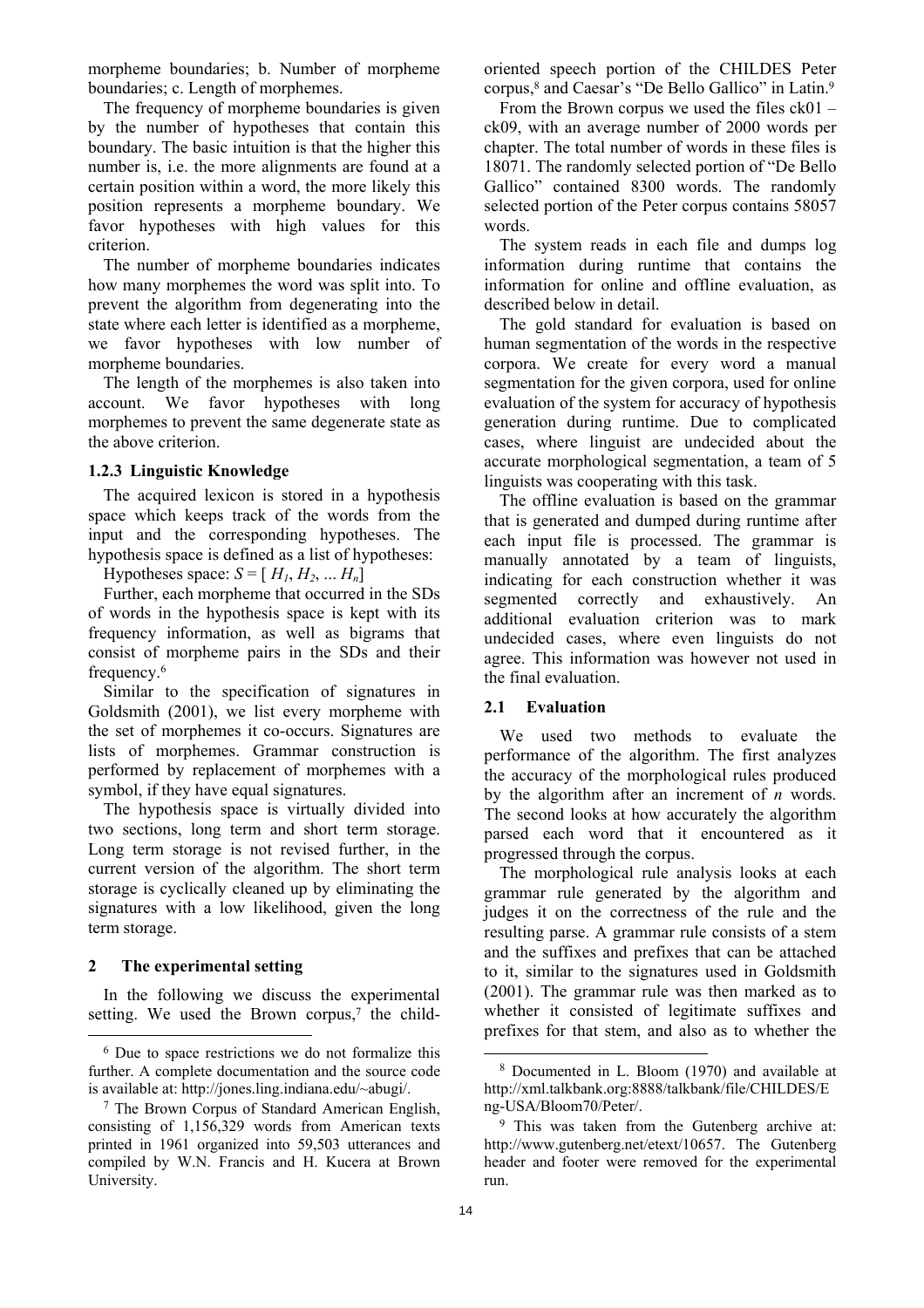morpheme boundaries; b. Number of morpheme boundaries; c. Length of morphemes.

The frequency of morpheme boundaries is given by the number of hypotheses that contain this boundary. The basic intuition is that the higher this number is, i.e. the more alignments are found at a certain position within a word, the more likely this position represents a morpheme boundary. We favor hypotheses with high values for this criterion.

The number of morpheme boundaries indicates how many morphemes the word was split into. To prevent the algorithm from degenerating into the state where each letter is identified as a morpheme, we favor hypotheses with low number of morpheme boundaries.

The length of the morphemes is also taken into account. We favor hypotheses with long morphemes to prevent the same degenerate state as the above criterion.

### 1.2.3 Linguistic Knowledge

The acquired lexicon is stored in a hypothesis space which keeps track of the words from the input and the corresponding hypotheses. The hypothesis space is defined as a list of hypotheses:

Hypotheses space: $S = [ H_1, H_2, ... H_n]$

Further, each morpheme that occurred in the SDs of words in the hypothesis space is kept with its frequency information, as well as bigrams that consist of morpheme pairs in the SDs and their frequency.[6]

Similar to the specification of signatures in Goldsmith (2001), we list every morpheme with the set of morphemes it co-occurs. Signatures are lists of morphemes. Grammar construction is performed by replacement of morphemes with a symbol, if they have equal signatures.

The hypothesis space is virtually divided into two sections, long term and short term storage. Long term storage is not revised further, in the current version of the algorithm. The short term storage is cyclically cleaned up by eliminating the signatures with a low likelihood, given the long term storage.

## 2 The experimental setting

In the following we discuss the experimental setting. We used the Brown corpus,[7] the child-oriented speech portion of the CHILDES Peter corpus,[8] and Caesar's "De Bello Gallico" in Latin.[9]

From the Brown corpus we used the files ck01 – ck09, with an average number of 2000 words per chapter. The total number of words in these files is 18071. The randomly selected portion of "De Bello Gallico" contained 8300 words. The randomly selected portion of the Peter corpus contains 58057 words.

The system reads in each file and dumps log information during runtime that contains the information for online and offline evaluation, as described below in detail.

The gold standard for evaluation is based on human segmentation of the words in the respective corpora. We create for every word a manual segmentation for the given corpora, used for online evaluation of the system for accuracy of hypothesis generation during runtime. Due to complicated cases, where linguist are undecided about the accurate morphological segmentation, a team of 5 linguists was cooperating with this task.

The offline evaluation is based on the grammar that is generated and dumped during runtime after each input file is processed. The grammar is manually annotated by a team of linguists, indicating for each construction whether it was segmented correctly and exhaustively. An additional evaluation criterion was to mark undecided cases, where even linguists do not agree. This information was however not used in the final evaluation.

## 2.1 Evaluation

We used two methods to evaluate the performance of the algorithm. The first analyzes the accuracy of the morphological rules produced by the algorithm after an increment of *n* words. The second looks at how accurately the algorithm parsed each word that it encountered as it progressed through the corpus.

The morphological rule analysis looks at each grammar rule generated by the algorithm and judges it on the correctness of the rule and the resulting parse. A grammar rule consists of a stem and the suffixes and prefixes that can be attached to it, similar to the signatures used in Goldsmith (2001). The grammar rule was then marked as to whether it consisted of legitimate suffixes and prefixes for that stem, and also as to whether the

[6] Due to space restrictions we do not formalize this further. A complete documentation and the source code is available at: http://jones.ling.indiana.edu/~abugi/.

[7] The Brown Corpus of Standard American English, consisting of 1,156,329 words from American texts printed in 1961 organized into 59,503 utterances and compiled by W.N. Francis and H. Kucera at Brown University.

[8] Documented in L. Bloom (1970) and available at http://xml.talkbank.org:8888/talkbank/file/CHILDES/Eng-USA/Bloom70/Peter/.

[9] This was taken from the Gutenberg archive at: http://www.gutenberg.net/etext/10657. The Gutenberg header and footer were removed for the experimental run.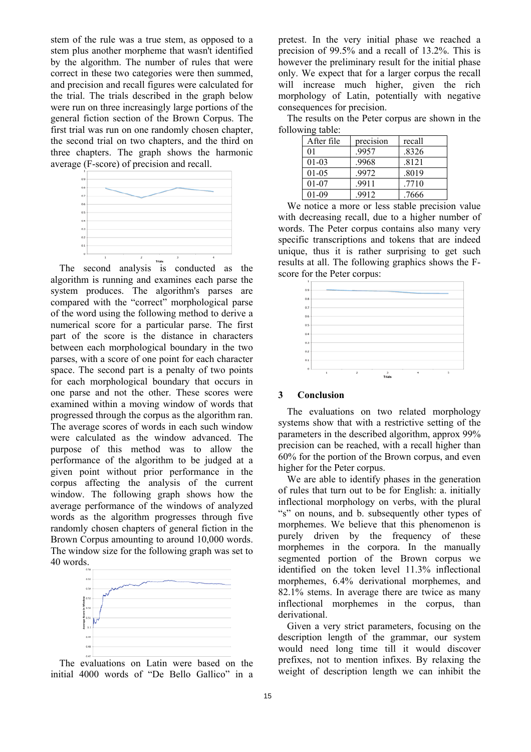stem of the rule was a true stem, as opposed to a stem plus another morpheme that wasn't identified by the algorithm. The number of rules that were correct in these two categories were then summed, and precision and recall figures were calculated for the trial. The trials described in the graph below were run on three increasingly large portions of the general fiction section of the Brown Corpus. The first trial was run on one randomly chosen chapter, the second trial on two chapters, and the third on three chapters. The graph shows the harmonic average (F-score) of precision and recall.

The second analysis is conducted as the algorithm is running and examines each parse the system produces. The algorithm's parses are compared with the "correct" morphological parse of the word using the following method to derive a numerical score for a particular parse. The first part of the score is the distance in characters between each morphological boundary in the two parses, with a score of one point for each character space. The second part is a penalty of two points for each morphological boundary that occurs in one parse and not the other. These scores were examined within a moving window of words that progressed through the corpus as the algorithm ran. The average scores of words in each such window were calculated as the window advanced. The purpose of this method was to allow the performance of the algorithm to be judged at a given point without prior performance in the corpus affecting the analysis of the current window. The following graph shows how the average performance of the windows of analyzed words as the algorithm progresses through five randomly chosen chapters of general fiction in the Brown Corpus amounting to around 10,000 words. The window size for the following graph was set to 40 words.

The evaluations on Latin were based on the initial 4000 words of "De Bello Gallico" in a pretest. In the very initial phase we reached a precision of 99.5% and a recall of 13.2%. This is however the preliminary result for the initial phase only. We expect that for a larger corpus the recall will increase much higher, given the rich morphology of Latin, potentially with negative consequences for precision.

The results on the Peter corpus are shown in the following table:

| After file | precision | recall |
|---|---|---|
| 01 | .9957 | .8326 |
| 01-03 | .9968 | .8121 |
| 01-05 | .9972 | .8019 |
| 01-07 | .9911 | .7710 |
| 01-09 | .9912 | .7666 |

We notice a more or less stable precision value with decreasing recall, due to a higher number of words. The Peter corpus contains also many very specific transcriptions and tokens that are indeed unique, thus it is rather surprising to get such results at all. The following graphics shows the F-score for the Peter corpus:

## 3 Conclusion

The evaluations on two related morphology systems show that with a restrictive setting of the parameters in the described algorithm, approx 99% precision can be reached, with a recall higher than 60% for the portion of the Brown corpus, and even higher for the Peter corpus.

We are able to identify phases in the generation of rules that turn out to be for English: a. initially inflectional morphology on verbs, with the plural "s" on nouns, and b. subsequently other types of morphemes. We believe that this phenomenon is purely driven by the frequency of these morphemes in the corpora. In the manually segmented portion of the Brown corpus we identified on the token level 11.3% inflectional morphemes, 6.4% derivational morphemes, and 82.1% stems. In average there are twice as many inflectional morphemes in the corpus, than derivational.

Given a very strict parameters, focusing on the description length of the grammar, our system would need long time till it would discover prefixes, not to mention infixes. By relaxing the weight of description length we can inhibit the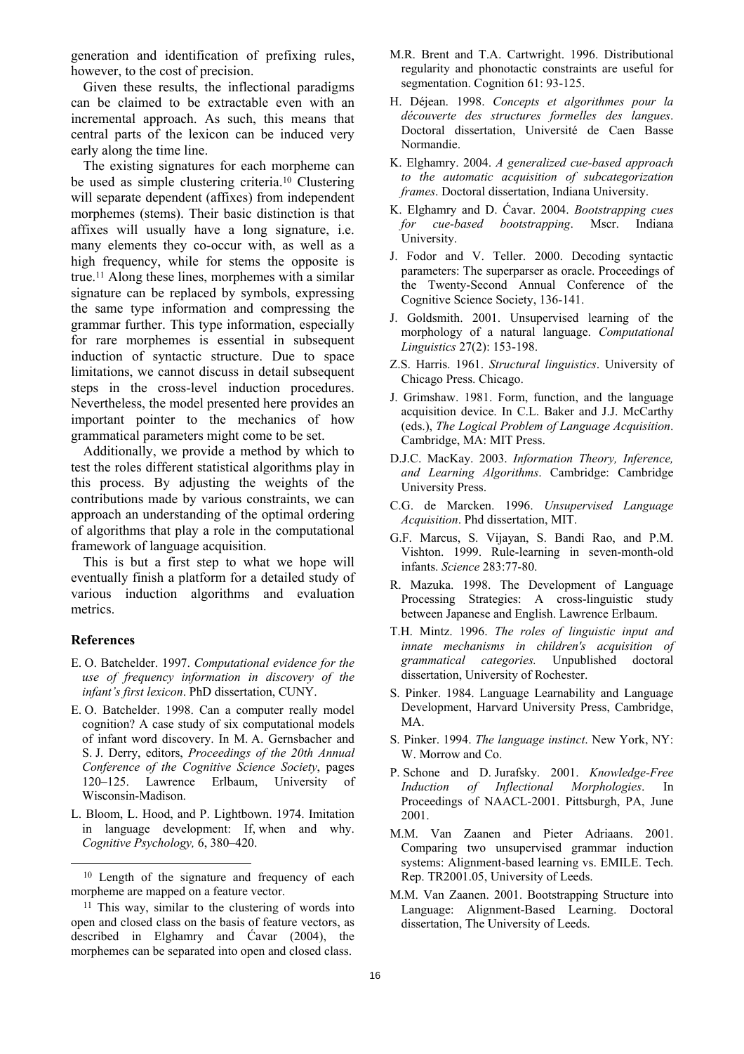generation and identification of prefixing rules, however, to the cost of precision.

Given these results, the inflectional paradigms can be claimed to be extractable even with an incremental approach. As such, this means that central parts of the lexicon can be induced very early along the time line.

The existing signatures for each morpheme can be used as simple clustering criteria.[10] Clustering will separate dependent (affixes) from independent morphemes (stems). Their basic distinction is that affixes will usually have a long signature, i.e. many elements they co-occur with, as well as a high frequency, while for stems the opposite is true.[11] Along these lines, morphemes with a similar signature can be replaced by symbols, expressing the same type information and compressing the grammar further. This type information, especially for rare morphemes is essential in subsequent induction of syntactic structure. Due to space limitations, we cannot discuss in detail subsequent steps in the cross-level induction procedures. Nevertheless, the model presented here provides an important pointer to the mechanics of how grammatical parameters might come to be set.

Additionally, we provide a method by which to test the roles different statistical algorithms play in this process. By adjusting the weights of the contributions made by various constraints, we can approach an understanding of the optimal ordering of algorithms that play a role in the computational framework of language acquisition.

This is but a first step to what we hope will eventually finish a platform for a detailed study of various induction algorithms and evaluation metrics.

## References

E. O. Batchelder. 1997. *Computational evidence for the use of frequency information in discovery of the infant's first lexicon*. PhD dissertation, CUNY.

E. O. Batchelder. 1998. Can a computer really model cognition? A case study of six computational models of infant word discovery. In M. A. Gernsbacher and S. J. Derry, editors, *Proceedings of the 20th Annual Conference of the Cognitive Science Society*, pages 120–125. Lawrence Erlbaum, University of Wisconsin-Madison.

L. Bloom, L. Hood, and P. Lightbown. 1974. Imitation in language development: If, when and why. *Cognitive Psychology,* 6, 380–420.

M.R. Brent and T.A. Cartwright. 1996. Distributional regularity and phonotactic constraints are useful for segmentation. Cognition 61: 93-125.

H. Déjean. 1998. *Concepts et algorithmes pour la découverte des structures formelles des langues*. Doctoral dissertation, Université de Caen Basse Normandie.

K. Elghamry. 2004. *A generalized cue-based approach to the automatic acquisition of subcategorization frames*. Doctoral dissertation, Indiana University.

K. Elghamry and D. Ćavar. 2004. *Bootstrapping cues for cue-based bootstrapping*. Mscr. Indiana University.

J. Fodor and V. Teller. 2000. Decoding syntactic parameters: The superparser as oracle. Proceedings of the Twenty-Second Annual Conference of the Cognitive Science Society, 136-141.

J. Goldsmith. 2001. Unsupervised learning of the morphology of a natural language. *Computational Linguistics* 27(2): 153-198.

Z.S. Harris. 1961. *Structural linguistics*. University of Chicago Press. Chicago.

J. Grimshaw. 1981. Form, function, and the language acquisition device. In C.L. Baker and J.J. McCarthy (eds.), *The Logical Problem of Language Acquisition*. Cambridge, MA: MIT Press.

D.J.C. MacKay. 2003. *Information Theory, Inference, and Learning Algorithms*. Cambridge: Cambridge University Press.

C.G. de Marcken. 1996. *Unsupervised Language Acquisition*. Phd dissertation, MIT.

G.F. Marcus, S. Vijayan, S. Bandi Rao, and P.M. Vishton. 1999. Rule-learning in seven-month-old infants. *Science* 283:77-80.

R. Mazuka. 1998. The Development of Language Processing Strategies: A cross-linguistic study between Japanese and English. Lawrence Erlbaum.

T.H. Mintz. 1996. *The roles of linguistic input and innate mechanisms in children's acquisition of grammatical categories.* Unpublished doctoral dissertation, University of Rochester.

S. Pinker. 1984. Language Learnability and Language Development, Harvard University Press, Cambridge, MA.

S. Pinker. 1994. *The language instinct*. New York, NY: W. Morrow and Co.

P. Schone and D. Jurafsky. 2001. *Knowledge-Free Induction of Inflectional Morphologies*. In Proceedings of NAACL-2001. Pittsburgh, PA, June 2001.

M.M. Van Zaanen and Pieter Adriaans. 2001. Comparing two unsupervised grammar induction systems: Alignment-based learning vs. EMILE. Tech. Rep. TR2001.05, University of Leeds.

M.M. Van Zaanen. 2001. Bootstrapping Structure into Language: Alignment-Based Learning. Doctoral dissertation, The University of Leeds.

---

[10] Length of the signature and frequency of each morpheme are mapped on a feature vector.

[11] This way, similar to the clustering of words into open and closed class on the basis of feature vectors, as described in Elghamry and Ćavar (2004), the morphemes can be separated into open and closed class.